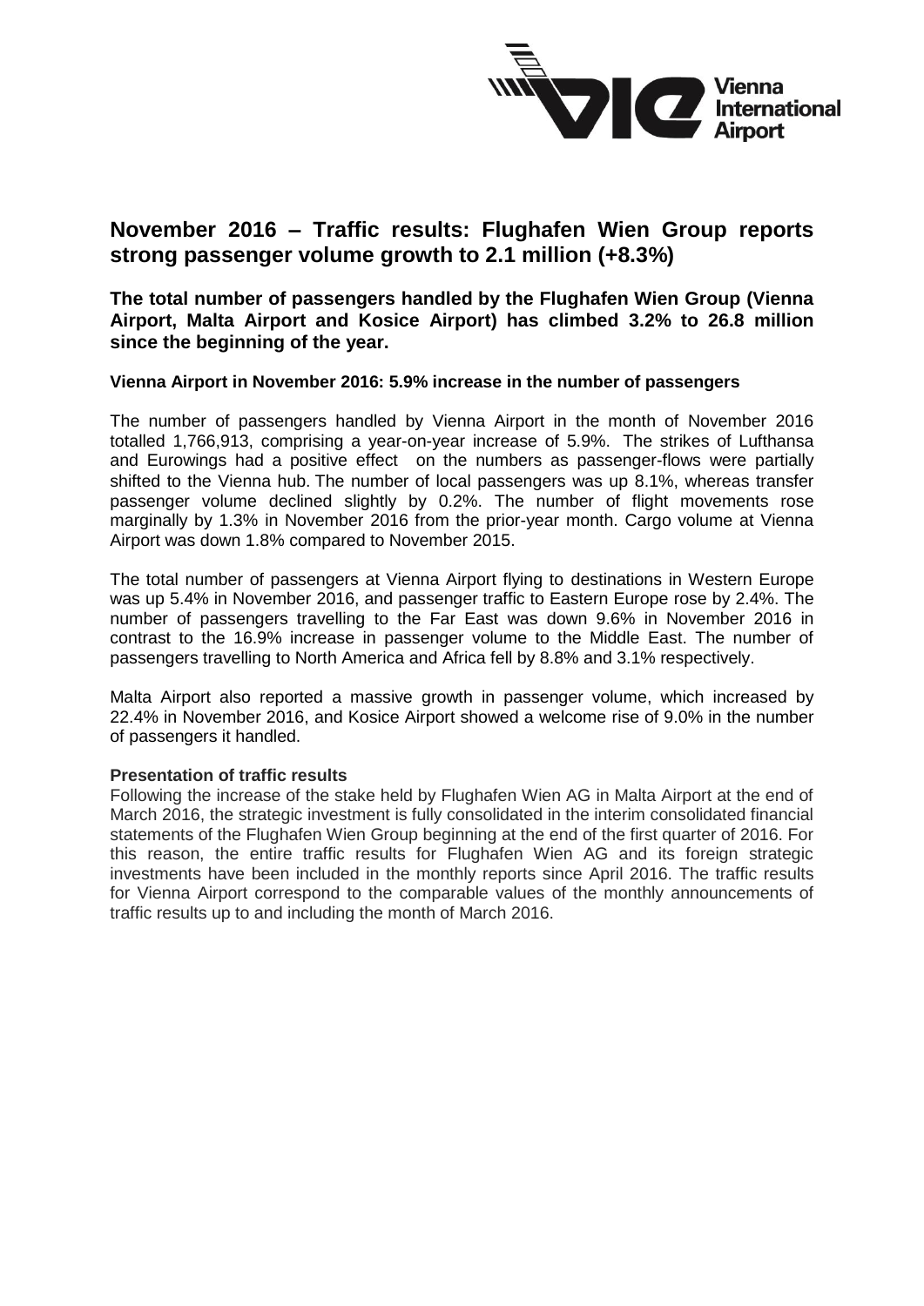# November 2016 – Traffic results: Flughafen Wien Group reports strong passenger volume growth to 2.1 million (+8.3%)

**The total number of passengers handled by the Flughafen Wien Group (Vienna Airport, Malta Airport and Kosice Airport) has climbed 3.2% to 26.8 million since the beginning of the year.**

**Vienna Airport in November 2016: 5.9% increase in the number of passengers**

The number of passengers handled by Vienna Airport in the month of November 2016 totalled 1,766,913, comprising a year-on-year increase of 5.9%. The strikes of Lufthansa and Eurowings had a positive effect on the numbers as passenger-flows were partially shifted to the Vienna hub. The number of local passengers was up 8.1%, whereas transfer passenger volume declined slightly by 0.2%. The number of flight movements rose marginally by 1.3% in November 2016 from the prior-year month. Cargo volume at Vienna Airport was down 1.8% compared to November 2015.

The total number of passengers at Vienna Airport flying to destinations in Western Europe was up 5.4% in November 2016, and passenger traffic to Eastern Europe rose by 2.4%. The number of passengers travelling to the Far East was down 9.6% in November 2016 in contrast to the 16.9% increase in passenger volume to the Middle East. The number of passengers travelling to North America and Africa fell by 8.8% and 3.1% respectively.

Malta Airport also reported a massive growth in passenger volume, which increased by 22.4% in November 2016, and Kosice Airport showed a welcome rise of 9.0% in the number of passengers it handled.

**Presentation of traffic results**

Following the increase of the stake held by Flughafen Wien AG in Malta Airport at the end of March 2016, the strategic investment is fully consolidated in the interim consolidated financial statements of the Flughafen Wien Group beginning at the end of the first quarter of 2016. For this reason, the entire traffic results for Flughafen Wien AG and its foreign strategic investments have been included in the monthly reports since April 2016. The traffic results for Vienna Airport correspond to the comparable values of the monthly announcements of traffic results up to and including the month of March 2016.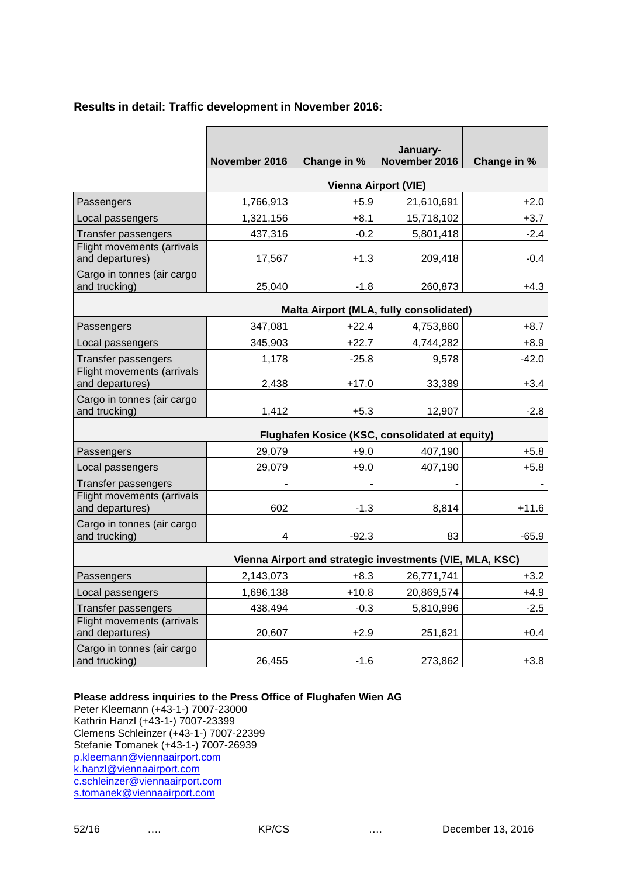**Results in detail: Traffic development in November 2016:**

| | November 2016 | Change in % | January-November 2016 | Change in % |
|---|---|---|---|---|
| | **Vienna Airport (VIE)** | | | |
| Passengers | 1,766,913 | +5.9 | 21,610,691 | +2.0 |
| Local passengers | 1,321,156 | +8.1 | 15,718,102 | +3.7 |
| Transfer passengers | 437,316 | -0.2 | 5,801,418 | -2.4 |
| Flight movements (arrivals and departures) | 17,567 | +1.3 | 209,418 | -0.4 |
| Cargo in tonnes (air cargo and trucking) | 25,040 | -1.8 | 260,873 | +4.3 |
| | **Malta Airport (MLA, fully consolidated)** | | | |
| Passengers | 347,081 | +22.4 | 4,753,860 | +8.7 |
| Local passengers | 345,903 | +22.7 | 4,744,282 | +8.9 |
| Transfer passengers | 1,178 | -25.8 | 9,578 | -42.0 |
| Flight movements (arrivals and departures) | 2,438 | +17.0 | 33,389 | +3.4 |
| Cargo in tonnes (air cargo and trucking) | 1,412 | +5.3 | 12,907 | -2.8 |
| | **Flughafen Kosice (KSC, consolidated at equity)** | | | |
| Passengers | 29,079 | +9.0 | 407,190 | +5.8 |
| Local passengers | 29,079 | +9.0 | 407,190 | +5.8 |
| Transfer passengers | - | - | - | - |
| Flight movements (arrivals and departures) | 602 | -1.3 | 8,814 | +11.6 |
| Cargo in tonnes (air cargo and trucking) | 4 | -92.3 | 83 | -65.9 |
| | **Vienna Airport and strategic investments (VIE, MLA, KSC)** | | | |
| Passengers | 2,143,073 | +8.3 | 26,771,741 | +3.2 |
| Local passengers | 1,696,138 | +10.8 | 20,869,574 | +4.9 |
| Transfer passengers | 438,494 | -0.3 | 5,810,996 | -2.5 |
| Flight movements (arrivals and departures) | 20,607 | +2.9 | 251,621 | +0.4 |
| Cargo in tonnes (air cargo and trucking) | 26,455 | -1.6 | 273,862 | +3.8 |

**Please address inquiries to the Press Office of Flughafen Wien AG**
Peter Kleemann (+43-1-) 7007-23000
Kathrin Hanzl (+43-1-) 7007-23399
Clemens Schleinzer (+43-1-) 7007-22399
Stefanie Tomanek (+43-1-) 7007-26939
p.kleemann@viennaairport.com
k.hanzl@viennaairport.com
c.schleinzer@viennaairport.com
s.tomanek@viennaairport.com

52/16 …. KP/CS …. December 13, 2016